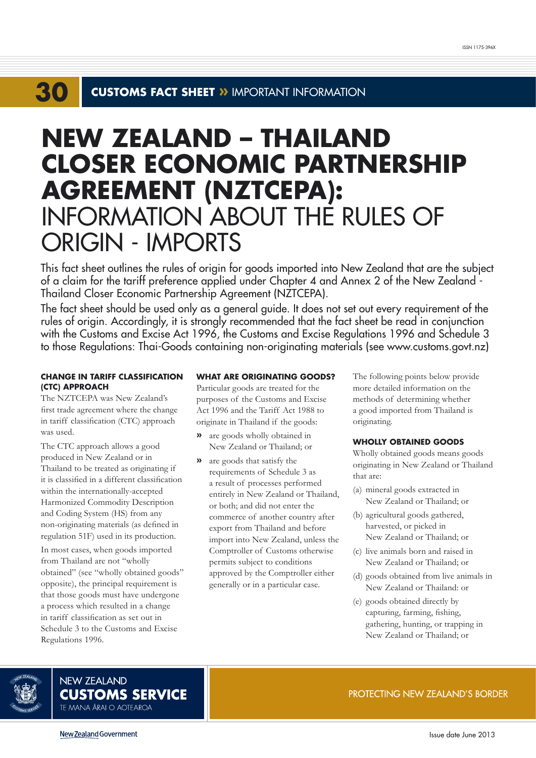30 **CUSTOMS FACT SHEET »** IMPORTANT INFORMATION

# NEW ZEALAND – THAILAND CLOSER ECONOMIC PARTNERSHIP AGREEMENT (NZTCEPA): INFORMATION ABOUT THE RULES OF ORIGIN - IMPORTS

This fact sheet outlines the rules of origin for goods imported into New Zealand that are the subject of a claim for the tariff preference applied under Chapter 4 and Annex 2 of the New Zealand - Thailand Closer Economic Partnership Agreement (NZTCEPA).

The fact sheet should be used only as a general guide. It does not set out every requirement of the rules of origin. Accordingly, it is strongly recommended that the fact sheet be read in conjunction with the Customs and Excise Act 1996, the Customs and Excise Regulations 1996 and Schedule 3 to those Regulations: Thai-Goods containing non-originating materials (see www.customs.govt.nz)

### CHANGE IN TARIFF CLASSIFICATION (CTC) APPROACH

The NZTCEPA was New Zealand's first trade agreement where the change in tariff classification (CTC) approach was used.

The CTC approach allows a good produced in New Zealand or in Thailand to be treated as originating if it is classified in a different classification within the internationally-accepted Harmonized Commodity Description and Coding System (HS) from any non-originating materials (as defined in regulation 51F) used in its production.

In most cases, when goods imported from Thailand are not "wholly obtained" (see "wholly obtained goods" opposite), the principal requirement is that those goods must have undergone a process which resulted in a change in tariff classification as set out in Schedule 3 to the Customs and Excise Regulations 1996.

### WHAT ARE ORIGINATING GOODS?

Particular goods are treated for the purposes of the Customs and Excise Act 1996 and the Tariff Act 1988 to originate in Thailand if the goods:

- are goods wholly obtained in New Zealand or Thailand; or
- are goods that satisfy the requirements of Schedule 3 as a result of processes performed entirely in New Zealand or Thailand, or both; and did not enter the commerce of another country after export from Thailand and before import into New Zealand, unless the Comptroller of Customs otherwise permits subject to conditions approved by the Comptroller either generally or in a particular case.

The following points below provide more detailed information on the methods of determining whether a good imported from Thailand is originating.

### WHOLLY OBTAINED GOODS

Wholly obtained goods means goods originating in New Zealand or Thailand that are:

(a) mineral goods extracted in New Zealand or Thailand; or

(b) agricultural goods gathered, harvested, or picked in New Zealand or Thailand; or

(c) live animals born and raised in New Zealand or Thailand; or

(d) goods obtained from live animals in New Zealand or Thailand: or

(e) goods obtained directly by capturing, farming, fishing, gathering, hunting, or trapping in New Zealand or Thailand; or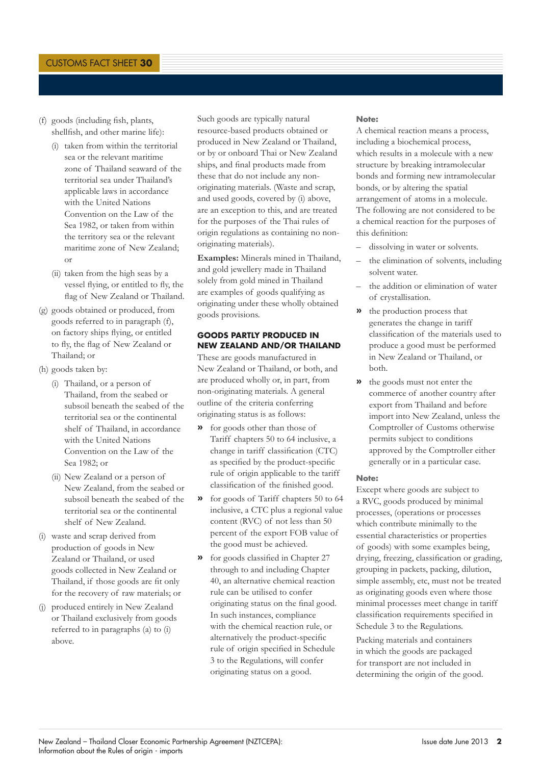(f) goods (including fish, plants, shellfish, and other marine life):

   (i) taken from within the territorial sea or the relevant maritime zone of Thailand seaward of the territorial sea under Thailand's applicable laws in accordance with the United Nations Convention on the Law of the Sea 1982, or taken from within the territory sea or the relevant maritime zone of New Zealand; or

   (ii) taken from the high seas by a vessel flying, or entitled to fly, the flag of New Zealand or Thailand.

(g) goods obtained or produced, from goods referred to in paragraph (f), on factory ships flying, or entitled to fly, the flag of New Zealand or Thailand; or

(h) goods taken by:

   (i) Thailand, or a person of Thailand, from the seabed or subsoil beneath the seabed of the territorial sea or the continental shelf of Thailand, in accordance with the United Nations Convention on the Law of the Sea 1982; or

   (ii) New Zealand or a person of New Zealand, from the seabed or subsoil beneath the seabed of the territorial sea or the continental shelf of New Zealand.

(i) waste and scrap derived from production of goods in New Zealand or Thailand, or used goods collected in New Zealand or Thailand, if those goods are fit only for the recovery of raw materials; or

(j) produced entirely in New Zealand or Thailand exclusively from goods referred to in paragraphs (a) to (i) above.

Such goods are typically natural resource-based products obtained or produced in New Zealand or Thailand, or by or onboard Thai or New Zealand ships, and final products made from these that do not include any non-originating materials. (Waste and scrap, and used goods, covered by (i) above, are an exception to this, and are treated for the purposes of the Thai rules of origin regulations as containing no non-originating materials).

**Examples:** Minerals mined in Thailand, and gold jewellery made in Thailand solely from gold mined in Thailand are examples of goods qualifying as originating under these wholly obtained goods provisions.

## GOODS PARTLY PRODUCED IN NEW ZEALAND AND/OR THAILAND

These are goods manufactured in New Zealand or Thailand, or both, and are produced wholly or, in part, from non-originating materials. A general outline of the criteria conferring originating status is as follows:

- for goods other than those of Tariff chapters 50 to 64 inclusive, a change in tariff classification (CTC) as specified by the product-specific rule of origin applicable to the tariff classification of the finished good.
- for goods of Tariff chapters 50 to 64 inclusive, a CTC plus a regional value content (RVC) of not less than 50 percent of the export FOB value of the good must be achieved.
- for goods classified in Chapter 27 through to and including Chapter 40, an alternative chemical reaction rule can be utilised to confer originating status on the final good. In such instances, compliance with the chemical reaction rule, or alternatively the product-specific rule of origin specified in Schedule 3 to the Regulations, will confer originating status on a good.

**Note:**

A chemical reaction means a process, including a biochemical process, which results in a molecule with a new structure by breaking intramolecular bonds and forming new intramolecular bonds, or by altering the spatial arrangement of atoms in a molecule. The following are not considered to be a chemical reaction for the purposes of this definition:

- dissolving in water or solvents.
- the elimination of solvents, including solvent water.
- the addition or elimination of water of crystallisation.

- the production process that generates the change in tariff classification of the materials used to produce a good must be performed in New Zealand or Thailand, or both.
- the goods must not enter the commerce of another country after export from Thailand and before import into New Zealand, unless the Comptroller of Customs otherwise permits subject to conditions approved by the Comptroller either generally or in a particular case.

**Note:**

Except where goods are subject to a RVC, goods produced by minimal processes, (operations or processes which contribute minimally to the essential characteristics or properties of goods) with some examples being, drying, freezing, classification or grading, grouping in packets, packing, dilution, simple assembly, etc, must not be treated as originating goods even where those minimal processes meet change in tariff classification requirements specified in Schedule 3 to the Regulations.

Packing materials and containers in which the goods are packaged for transport are not included in determining the origin of the good.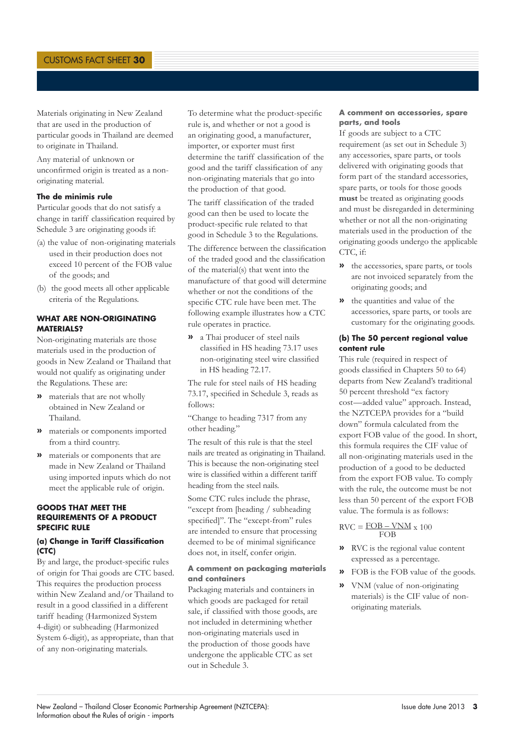Materials originating in New Zealand that are used in the production of particular goods in Thailand are deemed to originate in Thailand.

Any material of unknown or unconfirmed origin is treated as a non-originating material.

#### The de minimis rule

Particular goods that do not satisfy a change in tariff classification required by Schedule 3 are originating goods if:

(a) the value of non-originating materials used in their production does not exceed 10 percent of the FOB value of the goods; and

(b) the good meets all other applicable criteria of the Regulations.

### WHAT ARE NON-ORIGINATING MATERIALS?

Non-originating materials are those materials used in the production of goods in New Zealand or Thailand that would not qualify as originating under the Regulations. These are:

- materials that are not wholly obtained in New Zealand or Thailand.
- materials or components imported from a third country.
- materials or components that are made in New Zealand or Thailand using imported inputs which do not meet the applicable rule of origin.

### GOODS THAT MEET THE REQUIREMENTS OF A PRODUCT SPECIFIC RULE

#### (a) Change in Tariff Classification (CTC)

By and large, the product-specific rules of origin for Thai goods are CTC based. This requires the production process within New Zealand and/or Thailand to result in a good classified in a different tariff heading (Harmonized System 4-digit) or subheading (Harmonized System 6-digit), as appropriate, than that of any non-originating materials.

To determine what the product-specific rule is, and whether or not a good is an originating good, a manufacturer, importer, or exporter must first determine the tariff classification of the good and the tariff classification of any non-originating materials that go into the production of that good.

The tariff classification of the traded good can then be used to locate the product-specific rule related to that good in Schedule 3 to the Regulations.

The difference between the classification of the traded good and the classification of the material(s) that went into the manufacture of that good will determine whether or not the conditions of the specific CTC rule have been met. The following example illustrates how a CTC rule operates in practice.

- a Thai producer of steel nails classified in HS heading 73.17 uses non-originating steel wire classified in HS heading 72.17.

The rule for steel nails of HS heading 73.17, specified in Schedule 3, reads as follows:

"Change to heading 7317 from any other heading."

The result of this rule is that the steel nails are treated as originating in Thailand. This is because the non-originating steel wire is classified within a different tariff heading from the steel nails.

Some CTC rules include the phrase, "except from [heading / subheading specified]". The "except-from" rules are intended to ensure that processing deemed to be of minimal significance does not, in itself, confer origin.

#### A comment on packaging materials and containers

Packaging materials and containers in which goods are packaged for retail sale, if classified with those goods, are not included in determining whether non-originating materials used in the production of those goods have undergone the applicable CTC as set out in Schedule 3.

#### A comment on accessories, spare parts, and tools

If goods are subject to a CTC requirement (as set out in Schedule 3) any accessories, spare parts, or tools delivered with originating goods that form part of the standard accessories, spare parts, or tools for those goods **must** be treated as originating goods and must be disregarded in determining whether or not all the non-originating materials used in the production of the originating goods undergo the applicable CTC, if:

- the accessories, spare parts, or tools are not invoiced separately from the originating goods; and
- the quantities and value of the accessories, spare parts, or tools are customary for the originating goods.

#### (b) The 50 percent regional value content rule

This rule (required in respect of goods classified in Chapters 50 to 64) departs from New Zealand's traditional 50 percent threshold "ex factory cost—added value" approach. Instead, the NZTCEPA provides for a "build down" formula calculated from the export FOB value of the good. In short, this formula requires the CIF value of all non-originating materials used in the production of a good to be deducted from the export FOB value. To comply with the rule, the outcome must be not less than 50 percent of the export FOB value. The formula is as follows:

$$RVC = \frac{FOB - VNM}{FOB} \times 100$$

- RVC is the regional value content expressed as a percentage.
- FOB is the FOB value of the goods.
- VNM (value of non-originating materials) is the CIF value of non-originating materials.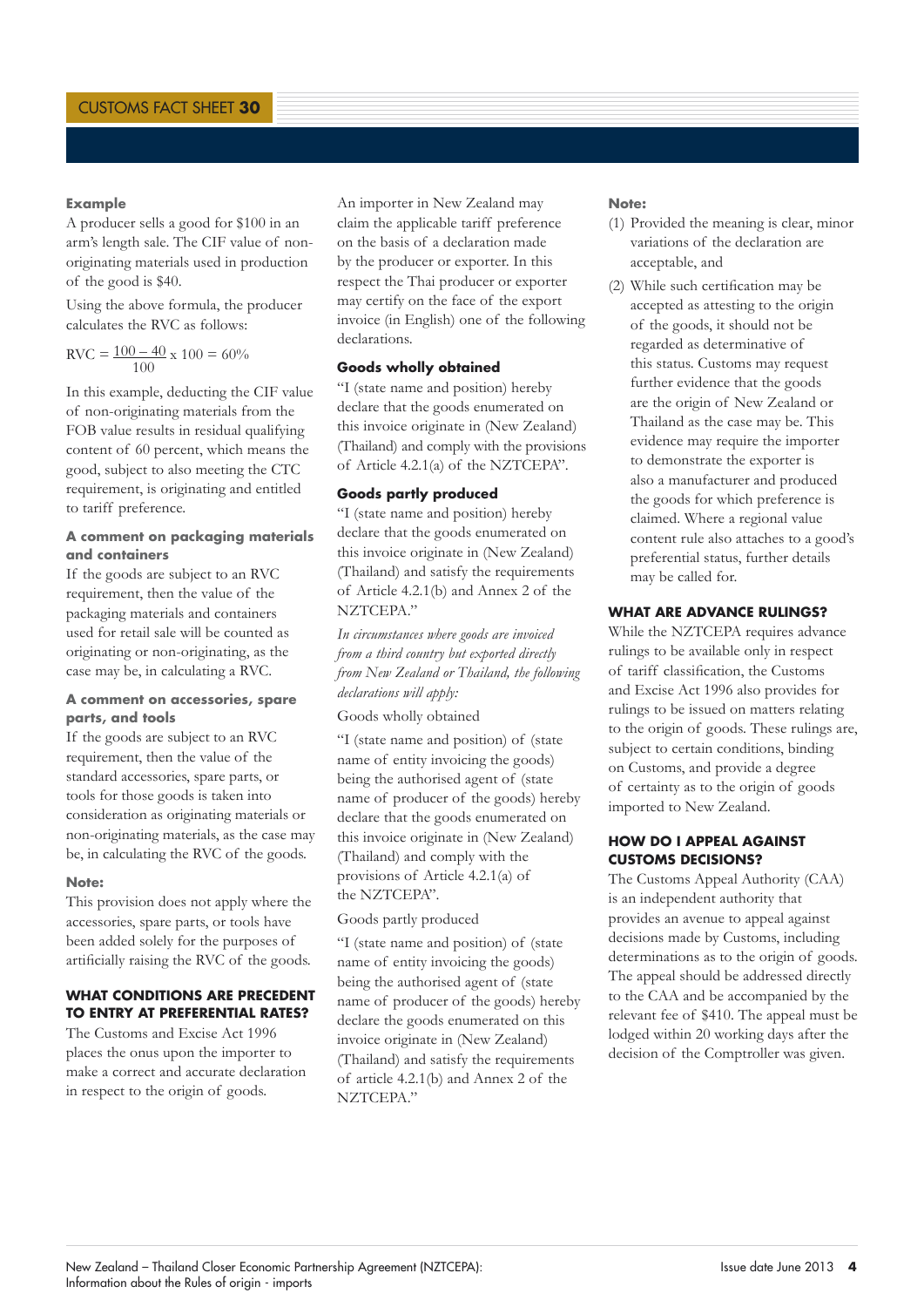**Example**

A producer sells a good for $100 in an arm's length sale. The CIF value of non-originating materials used in production of the good is $40.

Using the above formula, the producer calculates the RVC as follows:

$$RVC = \frac{100 - 40}{100} \times 100 = 60\%$$

In this example, deducting the CIF value of non-originating materials from the FOB value results in residual qualifying content of 60 percent, which means the good, subject to also meeting the CTC requirement, is originating and entitled to tariff preference.

#### A comment on packaging materials and containers

If the goods are subject to an RVC requirement, then the value of the packaging materials and containers used for retail sale will be counted as originating or non-originating, as the case may be, in calculating a RVC.

#### A comment on accessories, spare parts, and tools

If the goods are subject to an RVC requirement, then the value of the standard accessories, spare parts, or tools for those goods is taken into consideration as originating materials or non-originating materials, as the case may be, in calculating the RVC of the goods.

**Note:**

This provision does not apply where the accessories, spare parts, or tools have been added solely for the purposes of artificially raising the RVC of the goods.

## WHAT CONDITIONS ARE PRECEDENT TO ENTRY AT PREFERENTIAL RATES?

The Customs and Excise Act 1996 places the onus upon the importer to make a correct and accurate declaration in respect to the origin of goods.

An importer in New Zealand may claim the applicable tariff preference on the basis of a declaration made by the producer or exporter. In this respect the Thai producer or exporter may certify on the face of the export invoice (in English) one of the following declarations.

#### Goods wholly obtained

"I (state name and position) hereby declare that the goods enumerated on this invoice originate in (New Zealand) (Thailand) and comply with the provisions of Article 4.2.1(a) of the NZTCEPA".

#### Goods partly produced

"I (state name and position) hereby declare that the goods enumerated on this invoice originate in (New Zealand) (Thailand) and satisfy the requirements of Article 4.2.1(b) and Annex 2 of the NZTCEPA."

*In circumstances where goods are invoiced from a third country but exported directly from New Zealand or Thailand, the following declarations will apply:*

Goods wholly obtained

"I (state name and position) of (state name of entity invoicing the goods) being the authorised agent of (state name of producer of the goods) hereby declare that the goods enumerated on this invoice originate in (New Zealand) (Thailand) and comply with the provisions of Article 4.2.1(a) of the NZTCEPA".

Goods partly produced

"I (state name and position) of (state name of entity invoicing the goods) being the authorised agent of (state name of producer of the goods) hereby declare the goods enumerated on this invoice originate in (New Zealand) (Thailand) and satisfy the requirements of article 4.2.1(b) and Annex 2 of the NZTCEPA."

**Note:**

(1) Provided the meaning is clear, minor variations of the declaration are acceptable, and

(2) While such certification may be accepted as attesting to the origin of the goods, it should not be regarded as determinative of this status. Customs may request further evidence that the goods are the origin of New Zealand or Thailand as the case may be. This evidence may require the importer to demonstrate the exporter is also a manufacturer and produced the goods for which preference is claimed. Where a regional value content rule also attaches to a good's preferential status, further details may be called for.

## WHAT ARE ADVANCE RULINGS?

While the NZTCEPA requires advance rulings to be available only in respect of tariff classification, the Customs and Excise Act 1996 also provides for rulings to be issued on matters relating to the origin of goods. These rulings are, subject to certain conditions, binding on Customs, and provide a degree of certainty as to the origin of goods imported to New Zealand.

## HOW DO I APPEAL AGAINST CUSTOMS DECISIONS?

The Customs Appeal Authority (CAA) is an independent authority that provides an avenue to appeal against decisions made by Customs, including determinations as to the origin of goods. The appeal should be addressed directly to the CAA and be accompanied by the relevant fee of $410. The appeal must be lodged within 20 working days after the decision of the Comptroller was given.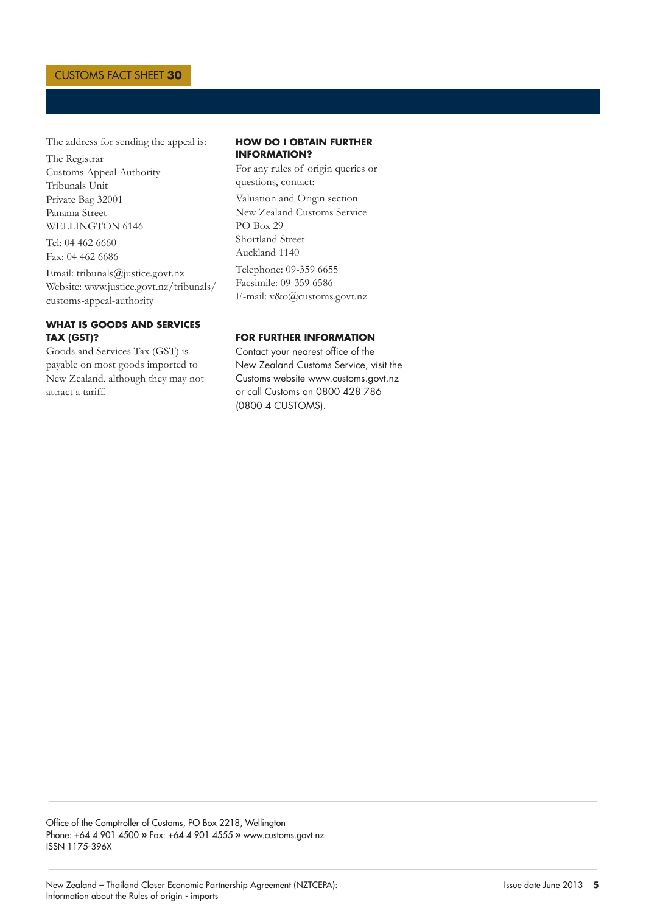The address for sending the appeal is:

The Registrar  
Customs Appeal Authority  
Tribunals Unit  
Private Bag 32001  
Panama Street  
WELLINGTON 6146

Tel: 04 462 6660  
Fax: 04 462 6686

Email: tribunals@justice.govt.nz  
Website: www.justice.govt.nz/tribunals/customs-appeal-authority

## WHAT IS GOODS AND SERVICES TAX (GST)?

Goods and Services Tax (GST) is payable on most goods imported to New Zealand, although they may not attract a tariff.

## HOW DO I OBTAIN FURTHER INFORMATION?

For any rules of origin queries or questions, contact:

Valuation and Origin section  
New Zealand Customs Service  
PO Box 29  
Shortland Street  
Auckland 1140

Telephone: 09-359 6655  
Facsimile: 09-359 6586  
E-mail: v&o@customs.govt.nz

---

## FOR FURTHER INFORMATION

Contact your nearest office of the New Zealand Customs Service, visit the Customs website www.customs.govt.nz or call Customs on 0800 428 786 (0800 4 CUSTOMS).

Office of the Comptroller of Customs, PO Box 2218, Wellington  
Phone: +64 4 901 4500 » Fax: +64 4 901 4555 » www.customs.govt.nz  
ISSN 1175-396X